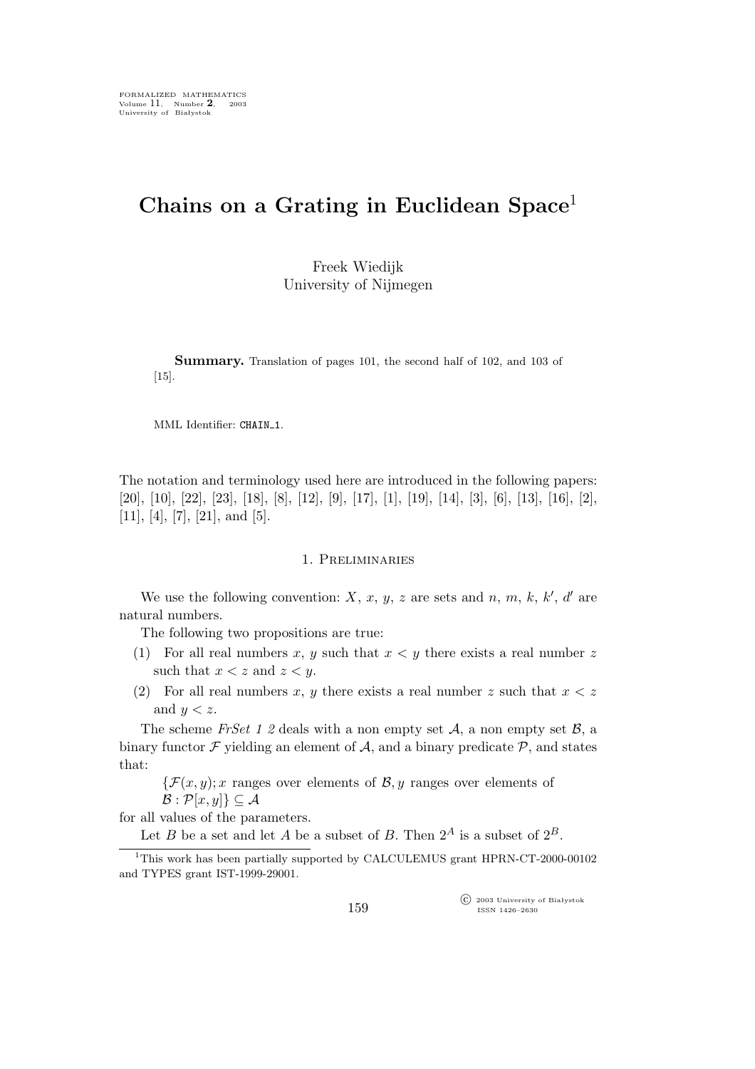# Chains on a Grating in Euclidean Space[1]

Freek Wiedijk
University of Nijmegen

**Summary.** Translation of pages 101, the second half of 102, and 103 of [15].

MML Identifier: CHAIN_1.

The notation and terminology used here are introduced in the following papers: [20], [10], [22], [23], [18], [8], [12], [9], [17], [1], [19], [14], [3], [6], [13], [16], [2], [11], [4], [7], [21], and [5].

## 1. Preliminaries

We use the following convention: $X$, $x$, $y$, $z$ are sets and $n$, $m$, $k$, $k'$, $d'$ are natural numbers.

The following two propositions are true:

(1) For all real numbers $x$, $y$ such that $x < y$ there exists a real number $z$ such that $x < z$ and $z < y$.

(2) For all real numbers $x$, $y$ there exists a real number $z$ such that $x < z$ and $y < z$.

The scheme *FrSet 1 2* deals with a non empty set $\mathcal{A}$, a non empty set $\mathcal{B}$, a binary functor $\mathcal{F}$ yielding an element of $\mathcal{A}$, and a binary predicate $\mathcal{P}$, and states that:

$\{\mathcal{F}(x, y); x$ ranges over elements of $\mathcal{B}, y$ ranges over elements of $\mathcal{B} : \mathcal{P}[x, y]\} \subseteq \mathcal{A}$

for all values of the parameters.

Let $B$ be a set and let $A$ be a subset of $B$. Then $2^A$ is a subset of $2^B$.

[1]This work has been partially supported by CALCULEMUS grant HPRN-CT-2000-00102 and TYPES grant IST-1999-29001.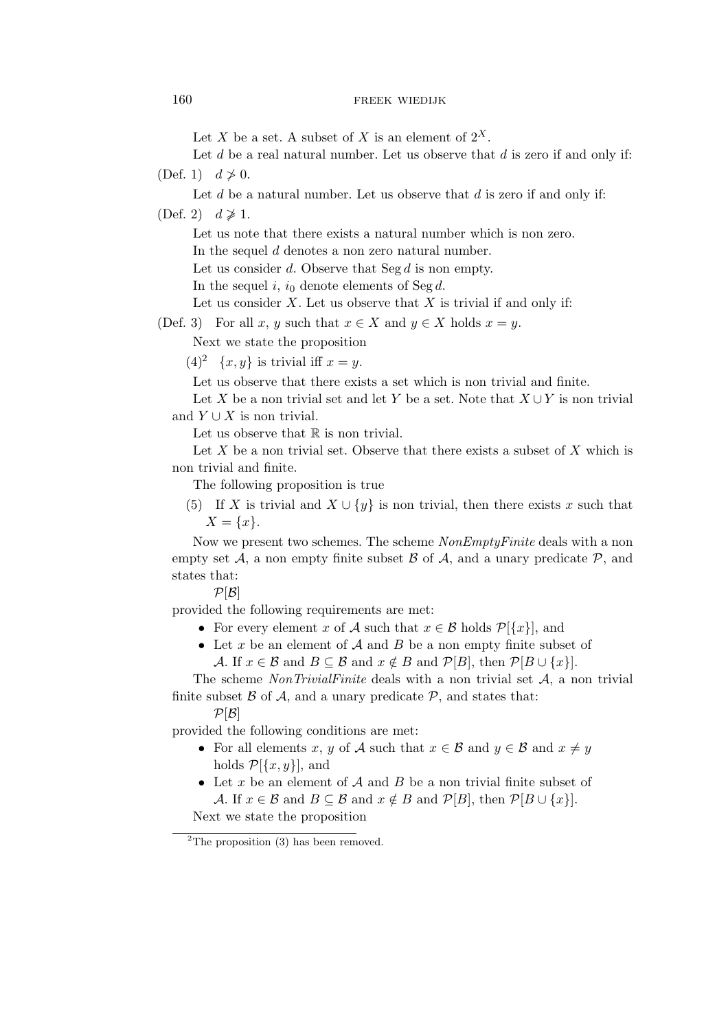Let $X$ be a set. A subset of $X$ is an element of $2^X$.

Let $d$ be a real natural number. Let us observe that $d$ is zero if and only if:

(Def. 1) $d \not> 0$.

Let $d$ be a natural number. Let us observe that $d$ is zero if and only if:

(Def. 2) $d \not\geqslant 1$.

Let us note that there exists a natural number which is non zero.

In the sequel $d$ denotes a non zero natural number.

Let us consider $d$. Observe that $\operatorname{Seg} d$ is non empty.

In the sequel $i$, $i_0$ denote elements of $\operatorname{Seg} d$.

Let us consider $X$. Let us observe that $X$ is trivial if and only if:

(Def. 3) For all $x$, $y$ such that $x \in X$ and $y \in X$ holds $x = y$.

Next we state the proposition

(4)[2] $\{x, y\}$ is trivial iff $x = y$.

Let us observe that there exists a set which is non trivial and finite.

Let $X$ be a non trivial set and let $Y$ be a set. Note that $X \cup Y$ is non trivial and $Y \cup X$ is non trivial.

Let us observe that $\mathbb{R}$ is non trivial.

Let $X$ be a non trivial set. Observe that there exists a subset of $X$ which is non trivial and finite.

The following proposition is true

(5) If $X$ is trivial and $X \cup \{y\}$ is non trivial, then there exists $x$ such that $X = \{x\}$.

Now we present two schemes. The scheme *NonEmptyFinite* deals with a non empty set $\mathcal{A}$, a non empty finite subset $\mathcal{B}$ of $\mathcal{A}$, and a unary predicate $\mathcal{P}$, and states that:

$\mathcal{P}[\mathcal{B}]$

provided the following requirements are met:

- For every element $x$ of $\mathcal{A}$ such that $x \in \mathcal{B}$ holds $\mathcal{P}[\{x\}]$, and
- Let $x$ be an element of $\mathcal{A}$ and $B$ be a non empty finite subset of $\mathcal{A}$. If $x \in \mathcal{B}$ and $B \subseteq \mathcal{B}$ and $x \notin B$ and $\mathcal{P}[B]$, then $\mathcal{P}[B \cup \{x\}]$.

The scheme *NonTrivialFinite* deals with a non trivial set $\mathcal{A}$, a non trivial finite subset $\mathcal{B}$ of $\mathcal{A}$, and a unary predicate $\mathcal{P}$, and states that:

$\mathcal{P}[\mathcal{B}]$

provided the following conditions are met:

- For all elements $x$, $y$ of $\mathcal{A}$ such that $x \in \mathcal{B}$ and $y \in \mathcal{B}$ and $x \neq y$ holds $\mathcal{P}[\{x, y\}]$, and
- Let $x$ be an element of $\mathcal{A}$ and $B$ be a non trivial finite subset of $\mathcal{A}$. If $x \in \mathcal{B}$ and $B \subseteq \mathcal{B}$ and $x \notin B$ and $\mathcal{P}[B]$, then $\mathcal{P}[B \cup \{x\}]$.

Next we state the proposition

[2]The proposition (3) has been removed.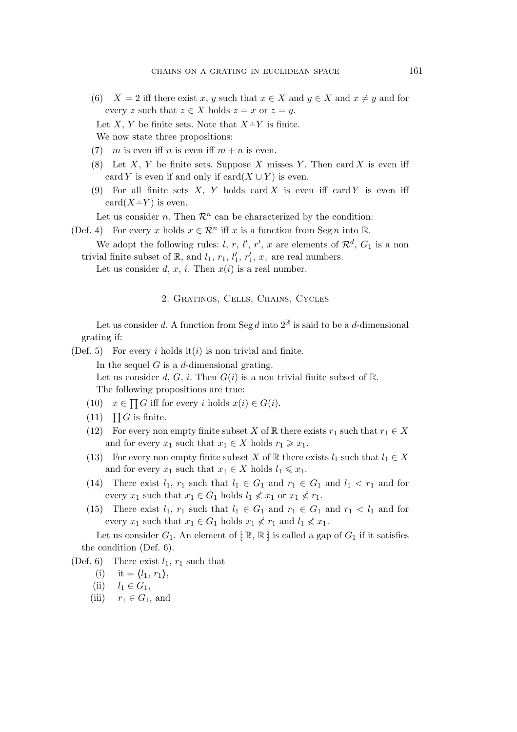(6) $\overline{\overline{X}} = 2$ iff there exist $x$, $y$ such that $x \in X$ and $y \in X$ and $x \neq y$ and for every $z$ such that $z \in X$ holds $z = x$ or $z = y$.

Let $X$, $Y$ be finite sets. Note that $X \dot{-} Y$ is finite.

We now state three propositions:

(7) $m$ is even iff $n$ is even iff $m + n$ is even.

(8) Let $X$, $Y$ be finite sets. Suppose $X$ misses $Y$. Then $\operatorname{card} X$ is even iff $\operatorname{card} Y$ is even if and only if $\operatorname{card}(X \cup Y)$ is even.

(9) For all finite sets $X$, $Y$ holds $\operatorname{card} X$ is even iff $\operatorname{card} Y$ is even iff $\operatorname{card}(X \dot{-} Y)$ is even.

Let us consider $n$. Then $\mathcal{R}^n$ can be characterized by the condition:

(Def. 4) For every $x$ holds $x \in \mathcal{R}^n$ iff $x$ is a function from $\operatorname{Seg} n$ into $\mathbb{R}$.

We adopt the following rules: $l$, $r$, $l'$, $r'$, $x$ are elements of $\mathcal{R}^d$, $G_1$ is a non trivial finite subset of $\mathbb{R}$, and $l_1$, $r_1$, $l'_1$, $r'_1$, $x_1$ are real numbers.

Let us consider $d$, $x$, $i$. Then $x(i)$ is a real number.

## 2. Gratings, Cells, Chains, Cycles

Let us consider $d$. A function from $\operatorname{Seg} d$ into $2^{\mathbb{R}}$ is said to be a $d$-dimensional grating if:

(Def. 5) For every $i$ holds $\operatorname{it}(i)$ is non trivial and finite.

In the sequel $G$ is a $d$-dimensional grating.

Let us consider $d$, $G$, $i$. Then $G(i)$ is a non trivial finite subset of $\mathbb{R}$.

The following propositions are true:

(10) $x \in \prod G$ iff for every $i$ holds $x(i) \in G(i)$.

(11) $\prod G$ is finite.

(12) For every non empty finite subset $X$ of $\mathbb{R}$ there exists $r_1$ such that $r_1 \in X$ and for every $x_1$ such that $x_1 \in X$ holds $r_1 \geqslant x_1$.

(13) For every non empty finite subset $X$ of $\mathbb{R}$ there exists $l_1$ such that $l_1 \in X$ and for every $x_1$ such that $x_1 \in X$ holds $l_1 \leqslant x_1$.

(14) There exist $l_1$, $r_1$ such that $l_1 \in G_1$ and $r_1 \in G_1$ and $l_1 < r_1$ and for every $x_1$ such that $x_1 \in G_1$ holds $l_1 \not< x_1$ or $x_1 \not< r_1$.

(15) There exist $l_1$, $r_1$ such that $l_1 \in G_1$ and $r_1 \in G_1$ and $r_1 < l_1$ and for every $x_1$ such that $x_1 \in G_1$ holds $x_1 \not< r_1$ and $l_1 \not< x_1$.

Let us consider $G_1$. An element of $[\!: \mathbb{R}, \mathbb{R} :\!]$ is called a gap of $G_1$ if it satisfies the condition (Def. 6).

(Def. 6) There exist $l_1$, $r_1$ such that

(i) $\operatorname{it} = \langle l_1, r_1 \rangle$,

(ii) $l_1 \in G_1$,

(iii) $r_1 \in G_1$, and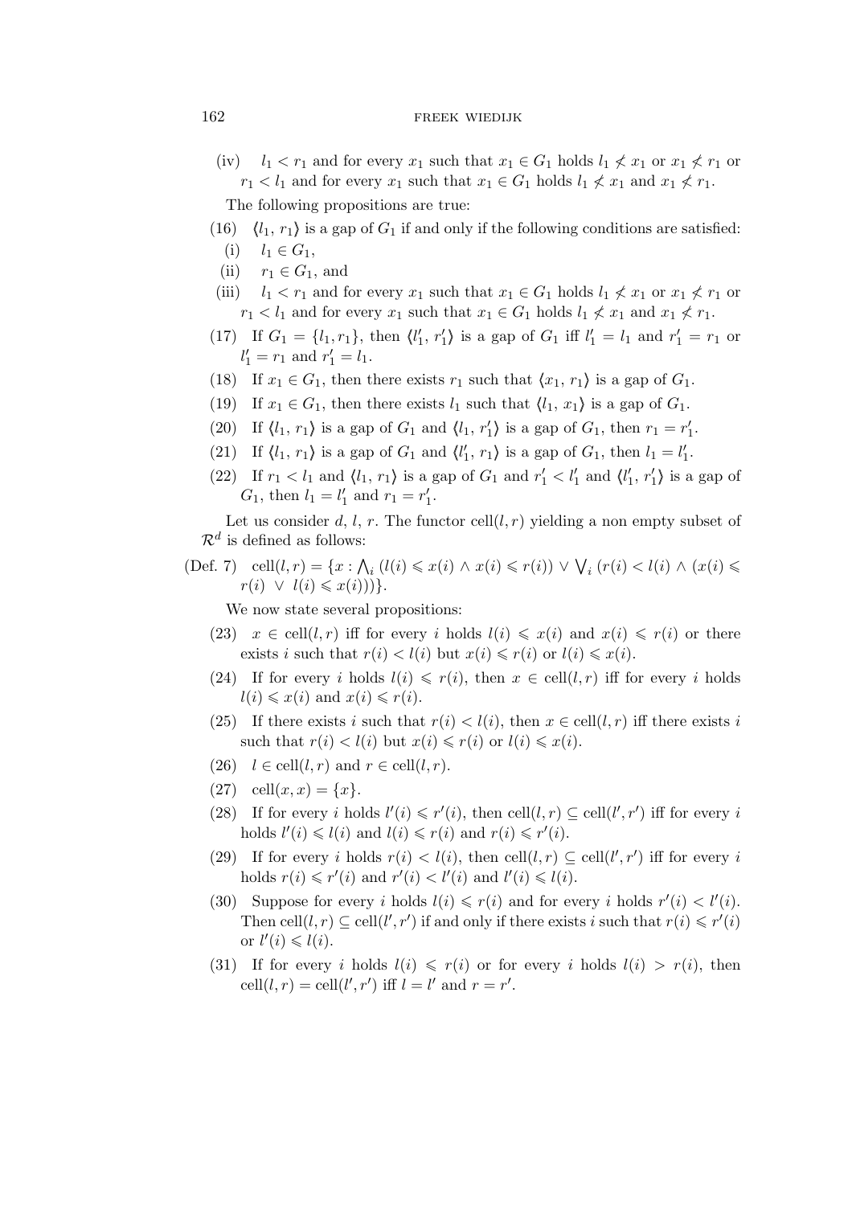(iv) $l_1 < r_1$ and for every $x_1$ such that $x_1 \in G_1$ holds $l_1 \not< x_1$ or $x_1 \not< r_1$ or $r_1 < l_1$ and for every $x_1$ such that $x_1 \in G_1$ holds $l_1 \not< x_1$ and $x_1 \not< r_1$.

The following propositions are true:

(16) $\langle l_1, r_1 \rangle$ is a gap of $G_1$ if and only if the following conditions are satisfied:

(i) $l_1 \in G_1$,

(ii) $r_1 \in G_1$, and

(iii) $l_1 < r_1$ and for every $x_1$ such that $x_1 \in G_1$ holds $l_1 \not< x_1$ or $x_1 \not< r_1$ or $r_1 < l_1$ and for every $x_1$ such that $x_1 \in G_1$ holds $l_1 \not< x_1$ and $x_1 \not< r_1$.

(17) If $G_1 = \{l_1, r_1\}$, then $\langle l'_1, r'_1 \rangle$ is a gap of $G_1$ iff $l'_1 = l_1$ and $r'_1 = r_1$ or $l'_1 = r_1$ and $r'_1 = l_1$.

(18) If $x_1 \in G_1$, then there exists $r_1$ such that $\langle x_1, r_1 \rangle$ is a gap of $G_1$.

(19) If $x_1 \in G_1$, then there exists $l_1$ such that $\langle l_1, x_1 \rangle$ is a gap of $G_1$.

(20) If $\langle l_1, r_1 \rangle$ is a gap of $G_1$ and $\langle l_1, r'_1 \rangle$ is a gap of $G_1$, then $r_1 = r'_1$.

(21) If $\langle l_1, r_1 \rangle$ is a gap of $G_1$ and $\langle l'_1, r_1 \rangle$ is a gap of $G_1$, then $l_1 = l'_1$.

(22) If $r_1 < l_1$ and $\langle l_1, r_1 \rangle$ is a gap of $G_1$ and $r'_1 < l'_1$ and $\langle l'_1, r'_1 \rangle$ is a gap of $G_1$, then $l_1 = l'_1$ and $r_1 = r'_1$.

Let us consider $d$, $l$, $r$. The functor $\mathrm{cell}(l, r)$ yielding a non empty subset of $\mathcal{R}^d$ is defined as follows:

(Def. 7) $\mathrm{cell}(l, r) = \{x : \bigwedge_i (l(i) \leqslant x(i) \wedge x(i) \leqslant r(i)) \vee \bigvee_i (r(i) < l(i) \wedge (x(i) \leqslant r(i) \vee l(i) \leqslant x(i)))\}$.

We now state several propositions:

(23) $x \in \mathrm{cell}(l, r)$ iff for every $i$ holds $l(i) \leqslant x(i)$ and $x(i) \leqslant r(i)$ or there exists $i$ such that $r(i) < l(i)$ but $x(i) \leqslant r(i)$ or $l(i) \leqslant x(i)$.

(24) If for every $i$ holds $l(i) \leqslant r(i)$, then $x \in \mathrm{cell}(l, r)$ iff for every $i$ holds $l(i) \leqslant x(i)$ and $x(i) \leqslant r(i)$.

(25) If there exists $i$ such that $r(i) < l(i)$, then $x \in \mathrm{cell}(l, r)$ iff there exists $i$ such that $r(i) < l(i)$ but $x(i) \leqslant r(i)$ or $l(i) \leqslant x(i)$.

(26) $l \in \mathrm{cell}(l, r)$ and $r \in \mathrm{cell}(l, r)$.

(27) $\mathrm{cell}(x, x) = \{x\}$.

(28) If for every $i$ holds $l'(i) \leqslant r'(i)$, then $\mathrm{cell}(l, r) \subseteq \mathrm{cell}(l', r')$ iff for every $i$ holds $l'(i) \leqslant l(i)$ and $l(i) \leqslant r(i)$ and $r(i) \leqslant r'(i)$.

(29) If for every $i$ holds $r(i) < l(i)$, then $\mathrm{cell}(l, r) \subseteq \mathrm{cell}(l', r')$ iff for every $i$ holds $r(i) \leqslant r'(i)$ and $r'(i) < l'(i)$ and $l'(i) \leqslant l(i)$.

(30) Suppose for every $i$ holds $l(i) \leqslant r(i)$ and for every $i$ holds $r'(i) < l'(i)$. Then $\mathrm{cell}(l, r) \subseteq \mathrm{cell}(l', r')$ if and only if there exists $i$ such that $r(i) \leqslant r'(i)$ or $l'(i) \leqslant l(i)$.

(31) If for every $i$ holds $l(i) \leqslant r(i)$ or for every $i$ holds $l(i) > r(i)$, then $\mathrm{cell}(l, r) = \mathrm{cell}(l', r')$ iff $l = l'$ and $r = r'$.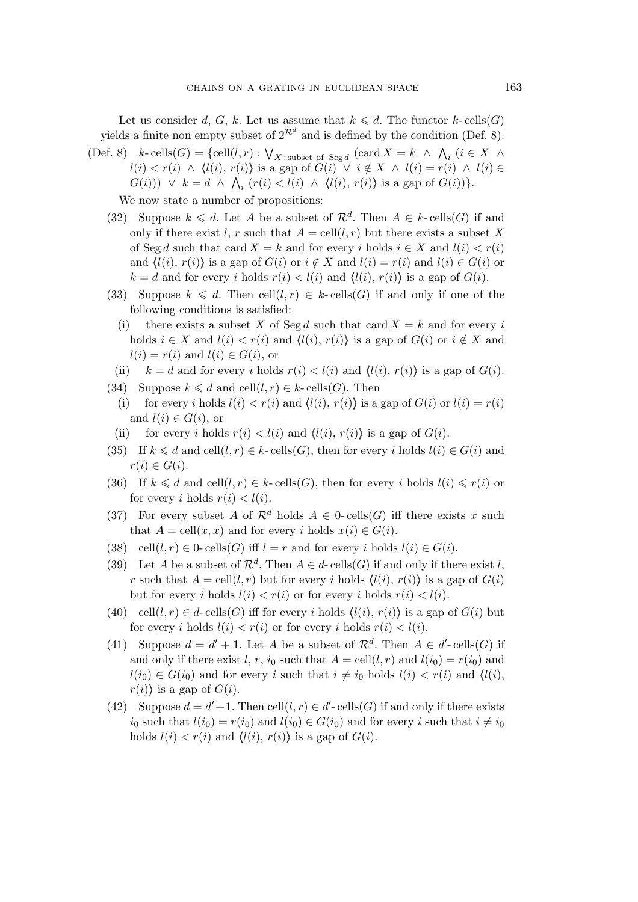Let us consider $d$, $G$, $k$. Let us assume that $k \leqslant d$. The functor $k$-cells$(G)$ yields a finite non empty subset of $2^{\mathcal{R}^d}$ and is defined by the condition (Def. 8).

(Def. 8) $k\text{-cells}(G) = \{\text{cell}(l, r) : \bigvee_{X : \text{subset of } \operatorname{Seg} d} (\operatorname{card} X = k \ \wedge \ \bigwedge_i (i \in X \ \wedge \ l(i) < r(i) \ \wedge \ \langle l(i), r(i) \rangle \text{ is a gap of } G(i) \ \vee \ i \notin X \ \wedge \ l(i) = r(i) \ \wedge \ l(i) \in G(i))) \ \vee \ k = d \ \wedge \ \bigwedge_i (r(i) < l(i) \ \wedge \ \langle l(i), r(i) \rangle \text{ is a gap of } G(i))\}$.

We now state a number of propositions:

(32) Suppose $k \leqslant d$. Let $A$ be a subset of $\mathcal{R}^d$. Then $A \in k\text{-cells}(G)$ if and only if there exist $l$, $r$ such that $A = \text{cell}(l, r)$ but there exists a subset $X$ of $\operatorname{Seg} d$ such that $\operatorname{card} X = k$ and for every $i$ holds $i \in X$ and $l(i) < r(i)$ and $\langle l(i), r(i) \rangle$ is a gap of $G(i)$ or $i \notin X$ and $l(i) = r(i)$ and $l(i) \in G(i)$ or $k = d$ and for every $i$ holds $r(i) < l(i)$ and $\langle l(i), r(i) \rangle$ is a gap of $G(i)$.

(33) Suppose $k \leqslant d$. Then $\text{cell}(l, r) \in k\text{-cells}(G)$ if and only if one of the following conditions is satisfied:

  (i) there exists a subset $X$ of $\operatorname{Seg} d$ such that $\operatorname{card} X = k$ and for every $i$ holds $i \in X$ and $l(i) < r(i)$ and $\langle l(i), r(i) \rangle$ is a gap of $G(i)$ or $i \notin X$ and $l(i) = r(i)$ and $l(i) \in G(i)$, or

  (ii) $k = d$ and for every $i$ holds $r(i) < l(i)$ and $\langle l(i), r(i) \rangle$ is a gap of $G(i)$.

(34) Suppose $k \leqslant d$ and $\text{cell}(l, r) \in k\text{-cells}(G)$. Then

  (i) for every $i$ holds $l(i) < r(i)$ and $\langle l(i), r(i) \rangle$ is a gap of $G(i)$ or $l(i) = r(i)$ and $l(i) \in G(i)$, or

  (ii) for every $i$ holds $r(i) < l(i)$ and $\langle l(i), r(i) \rangle$ is a gap of $G(i)$.

(35) If $k \leqslant d$ and $\text{cell}(l, r) \in k\text{-cells}(G)$, then for every $i$ holds $l(i) \in G(i)$ and $r(i) \in G(i)$.

(36) If $k \leqslant d$ and $\text{cell}(l, r) \in k\text{-cells}(G)$, then for every $i$ holds $l(i) \leqslant r(i)$ or for every $i$ holds $r(i) < l(i)$.

(37) For every subset $A$ of $\mathcal{R}^d$ holds $A \in 0\text{-cells}(G)$ iff there exists $x$ such that $A = \text{cell}(x, x)$ and for every $i$ holds $x(i) \in G(i)$.

(38) $\text{cell}(l, r) \in 0\text{-cells}(G)$ iff $l = r$ and for every $i$ holds $l(i) \in G(i)$.

(39) Let $A$ be a subset of $\mathcal{R}^d$. Then $A \in d\text{-cells}(G)$ if and only if there exist $l$, $r$ such that $A = \text{cell}(l, r)$ but for every $i$ holds $\langle l(i), r(i) \rangle$ is a gap of $G(i)$ but for every $i$ holds $l(i) < r(i)$ or for every $i$ holds $r(i) < l(i)$.

(40) $\text{cell}(l, r) \in d\text{-cells}(G)$ iff for every $i$ holds $\langle l(i), r(i) \rangle$ is a gap of $G(i)$ but for every $i$ holds $l(i) < r(i)$ or for every $i$ holds $r(i) < l(i)$.

(41) Suppose $d = d' + 1$. Let $A$ be a subset of $\mathcal{R}^d$. Then $A \in d'\text{-cells}(G)$ if and only if there exist $l$, $r$, $i_0$ such that $A = \text{cell}(l, r)$ and $l(i_0) = r(i_0)$ and $l(i_0) \in G(i_0)$ and for every $i$ such that $i \neq i_0$ holds $l(i) < r(i)$ and $\langle l(i), r(i) \rangle$ is a gap of $G(i)$.

(42) Suppose $d = d' + 1$. Then $\text{cell}(l, r) \in d'\text{-cells}(G)$ if and only if there exists $i_0$ such that $l(i_0) = r(i_0)$ and $l(i_0) \in G(i_0)$ and for every $i$ such that $i \neq i_0$ holds $l(i) < r(i)$ and $\langle l(i), r(i) \rangle$ is a gap of $G(i)$.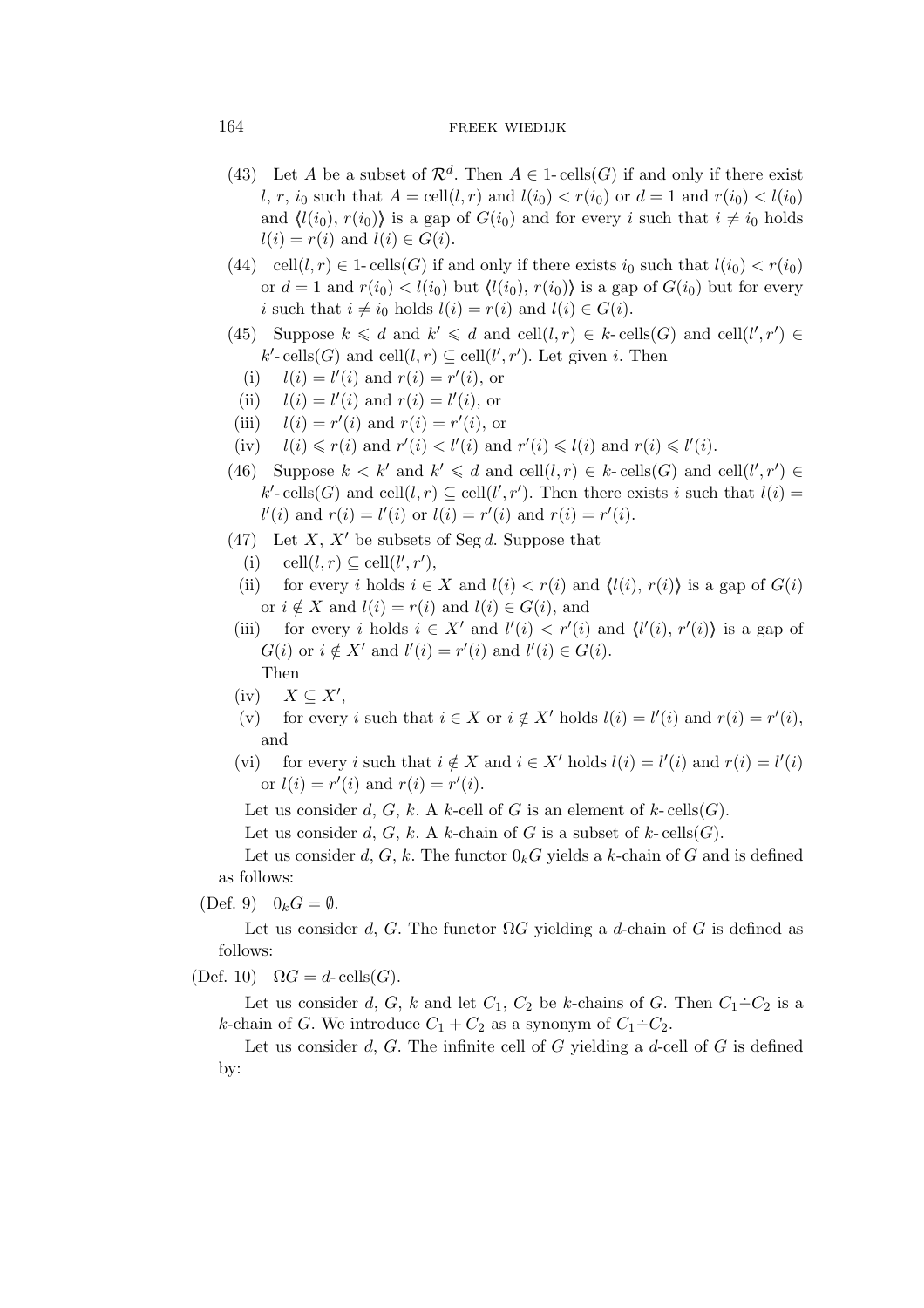(43) Let $A$ be a subset of $\mathcal{R}^d$. Then $A \in 1\text{-cells}(G)$ if and only if there exist $l$, $r$, $i_0$ such that $A = \text{cell}(l, r)$ and $l(i_0) < r(i_0)$ or $d = 1$ and $r(i_0) < l(i_0)$ and $\langle l(i_0), r(i_0) \rangle$ is a gap of $G(i_0)$ and for every $i$ such that $i \neq i_0$ holds $l(i) = r(i)$ and $l(i) \in G(i)$.

(44) $\text{cell}(l, r) \in 1\text{-cells}(G)$ if and only if there exists $i_0$ such that $l(i_0) < r(i_0)$ or $d = 1$ and $r(i_0) < l(i_0)$ but $\langle l(i_0), r(i_0) \rangle$ is a gap of $G(i_0)$ but for every $i$ such that $i \neq i_0$ holds $l(i) = r(i)$ and $l(i) \in G(i)$.

(45) Suppose $k \leqslant d$ and $k' \leqslant d$ and $\text{cell}(l, r) \in k\text{-cells}(G)$ and $\text{cell}(l', r') \in k'\text{-cells}(G)$ and $\text{cell}(l, r) \subseteq \text{cell}(l', r')$. Let given $i$. Then

(i) $l(i) = l'(i)$ and $r(i) = r'(i)$, or

(ii) $l(i) = l'(i)$ and $r(i) = l'(i)$, or

(iii) $l(i) = r'(i)$ and $r(i) = r'(i)$, or

(iv) $l(i) \leqslant r(i)$ and $r'(i) < l'(i)$ and $r'(i) \leqslant l(i)$ and $r(i) \leqslant l'(i)$.

(46) Suppose $k < k'$ and $k' \leqslant d$ and $\text{cell}(l, r) \in k\text{-cells}(G)$ and $\text{cell}(l', r') \in k'\text{-cells}(G)$ and $\text{cell}(l, r) \subseteq \text{cell}(l', r')$. Then there exists $i$ such that $l(i) = l'(i)$ and $r(i) = l'(i)$ or $l(i) = r'(i)$ and $r(i) = r'(i)$.

(47) Let $X$, $X'$ be subsets of $\text{Seg}\, d$. Suppose that

(i) $\text{cell}(l, r) \subseteq \text{cell}(l', r')$,

(ii) for every $i$ holds $i \in X$ and $l(i) < r(i)$ and $\langle l(i), r(i) \rangle$ is a gap of $G(i)$ or $i \notin X$ and $l(i) = r(i)$ and $l(i) \in G(i)$, and

(iii) for every $i$ holds $i \in X'$ and $l'(i) < r'(i)$ and $\langle l'(i), r'(i) \rangle$ is a gap of $G(i)$ or $i \notin X'$ and $l'(i) = r'(i)$ and $l'(i) \in G(i)$.

Then

(iv) $X \subseteq X'$,

(v) for every $i$ such that $i \in X$ or $i \notin X'$ holds $l(i) = l'(i)$ and $r(i) = r'(i)$, and

(vi) for every $i$ such that $i \notin X$ and $i \in X'$ holds $l(i) = l'(i)$ and $r(i) = l'(i)$ or $l(i) = r'(i)$ and $r(i) = r'(i)$.

Let us consider $d$, $G$, $k$. A $k$-cell of $G$ is an element of $k\text{-cells}(G)$.

Let us consider $d$, $G$, $k$. A $k$-chain of $G$ is a subset of $k\text{-cells}(G)$.

Let us consider $d$, $G$, $k$. The functor $0_k G$ yields a $k$-chain of $G$ and is defined as follows:

(Def. 9) $0_k G = \emptyset$.

Let us consider $d$, $G$. The functor $\Omega G$ yielding a $d$-chain of $G$ is defined as follows:

(Def. 10) $\Omega G = d\text{-cells}(G)$.

Let us consider $d$, $G$, $k$ and let $C_1$, $C_2$ be $k$-chains of $G$. Then $C_1 \dot{-} C_2$ is a $k$-chain of $G$. We introduce $C_1 + C_2$ as a synonym of $C_1 \dot{-} C_2$.

Let us consider $d$, $G$. The infinite cell of $G$ yielding a $d$-cell of $G$ is defined by: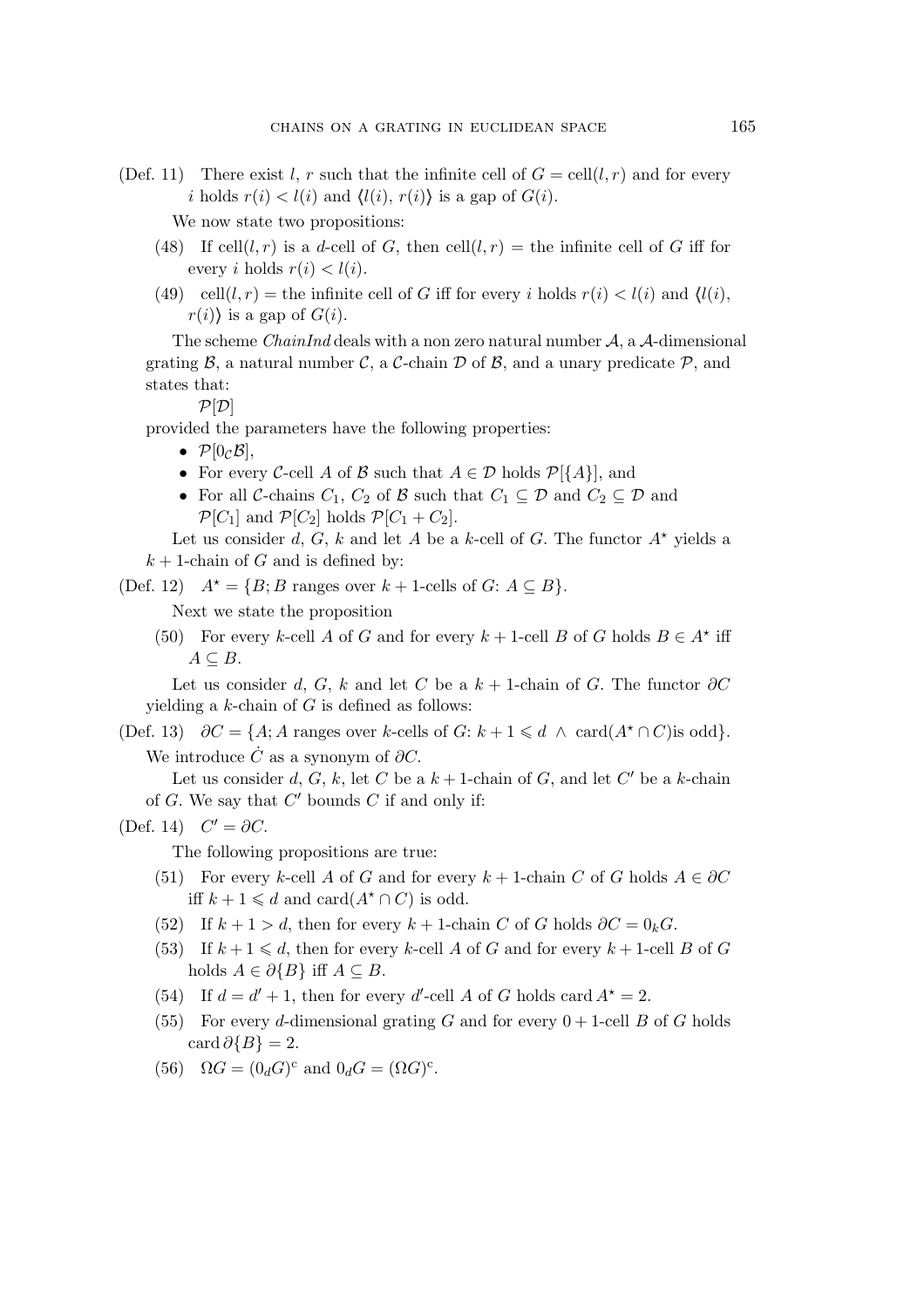(Def. 11) There exist $l$, $r$ such that the infinite cell of $G = \operatorname{cell}(l, r)$ and for every $i$ holds $r(i) < l(i)$ and $\langle l(i), r(i)\rangle$ is a gap of $G(i)$.

We now state two propositions:

(48) If $\operatorname{cell}(l, r)$ is a $d$-cell of $G$, then $\operatorname{cell}(l, r) =$ the infinite cell of $G$ iff for every $i$ holds $r(i) < l(i)$.

(49) $\operatorname{cell}(l, r) =$ the infinite cell of $G$ iff for every $i$ holds $r(i) < l(i)$ and $\langle l(i), r(i)\rangle$ is a gap of $G(i)$.

The scheme *ChainInd* deals with a non zero natural number $\mathcal{A}$, a $\mathcal{A}$-dimensional grating $\mathcal{B}$, a natural number $\mathcal{C}$, a $\mathcal{C}$-chain $\mathcal{D}$ of $\mathcal{B}$, and a unary predicate $\mathcal{P}$, and states that:

$\mathcal{P}[\mathcal{D}]$

provided the parameters have the following properties:

- $\mathcal{P}[0_{\mathcal{C}}\mathcal{B}]$,
- For every $\mathcal{C}$-cell $A$ of $\mathcal{B}$ such that $A \in \mathcal{D}$ holds $\mathcal{P}[\{A\}]$, and
- For all $\mathcal{C}$-chains $C_1$, $C_2$ of $\mathcal{B}$ such that $C_1 \subseteq \mathcal{D}$ and $C_2 \subseteq \mathcal{D}$ and $\mathcal{P}[C_1]$ and $\mathcal{P}[C_2]$ holds $\mathcal{P}[C_1 + C_2]$.

Let us consider $d$, $G$, $k$ and let $A$ be a $k$-cell of $G$. The functor $A^\star$ yields a $k+1$-chain of $G$ and is defined by:

(Def. 12) $A^\star = \{B; B$ ranges over $k+1$-cells of $G$: $A \subseteq B\}$.

Next we state the proposition

(50) For every $k$-cell $A$ of $G$ and for every $k+1$-cell $B$ of $G$ holds $B \in A^\star$ iff $A \subseteq B$.

Let us consider $d$, $G$, $k$ and let $C$ be a $k+1$-chain of $G$. The functor $\partial C$ yielding a $k$-chain of $G$ is defined as follows:

(Def. 13) $\partial C = \{A; A$ ranges over $k$-cells of $G$: $k+1 \leqslant d \ \wedge\ \operatorname{card}(A^\star \cap C)$is odd$\}$.

We introduce $\dot{C}$ as a synonym of $\partial C$.

Let us consider $d$, $G$, $k$, let $C$ be a $k+1$-chain of $G$, and let $C'$ be a $k$-chain of $G$. We say that $C'$ bounds $C$ if and only if:

(Def. 14) $C' = \partial C$.

The following propositions are true:

(51) For every $k$-cell $A$ of $G$ and for every $k+1$-chain $C$ of $G$ holds $A \in \partial C$ iff $k+1 \leqslant d$ and $\operatorname{card}(A^\star \cap C)$ is odd.

(52) If $k+1 > d$, then for every $k+1$-chain $C$ of $G$ holds $\partial C = 0_k G$.

(53) If $k+1 \leqslant d$, then for every $k$-cell $A$ of $G$ and for every $k+1$-cell $B$ of $G$ holds $A \in \partial\{B\}$ iff $A \subseteq B$.

(54) If $d = d' + 1$, then for every $d'$-cell $A$ of $G$ holds $\operatorname{card} A^\star = 2$.

(55) For every $d$-dimensional grating $G$ and for every $0+1$-cell $B$ of $G$ holds $\operatorname{card}\partial\{B\} = 2$.

(56) $\Omega G = (0_d G)^{\mathrm{c}}$ and $0_d G = (\Omega G)^{\mathrm{c}}$.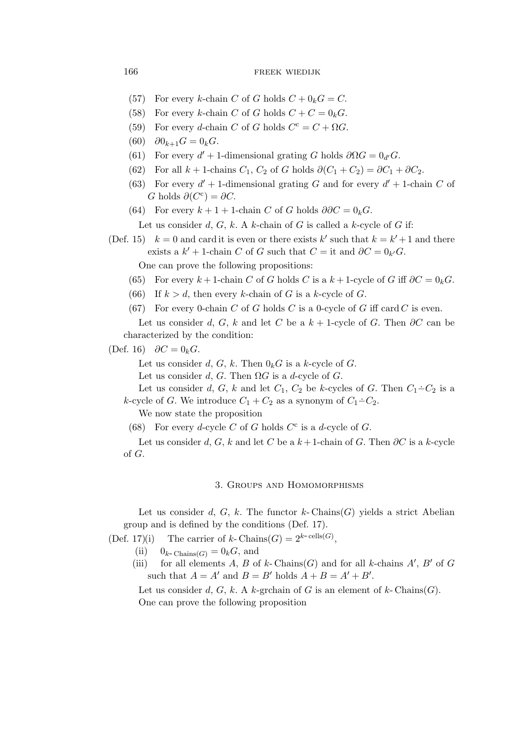(57) For every $k$-chain $C$ of $G$ holds $C + 0_k G = C$.

(58) For every $k$-chain $C$ of $G$ holds $C + C = 0_k G$.

(59) For every $d$-chain $C$ of $G$ holds $C^{\mathrm{c}} = C + \Omega G$.

(60) $\partial 0_{k+1} G = 0_k G$.

(61) For every $d' + 1$-dimensional grating $G$ holds $\partial \Omega G = 0_{d'} G$.

(62) For all $k + 1$-chains $C_1$, $C_2$ of $G$ holds $\partial(C_1 + C_2) = \partial C_1 + \partial C_2$.

(63) For every $d' + 1$-dimensional grating $G$ and for every $d' + 1$-chain $C$ of $G$ holds $\partial(C^{\mathrm{c}}) = \partial C$.

(64) For every $k + 1 + 1$-chain $C$ of $G$ holds $\partial\partial C = 0_k G$.

Let us consider $d$, $G$, $k$. A $k$-chain of $G$ is called a $k$-cycle of $G$ if:

(Def. 15) $k = 0$ and card it is even or there exists $k'$ such that $k = k' + 1$ and there exists a $k' + 1$-chain $C$ of $G$ such that $C =$ it and $\partial C = 0_{k'} G$.

One can prove the following propositions:

(65) For every $k + 1$-chain $C$ of $G$ holds $C$ is a $k + 1$-cycle of $G$ iff $\partial C = 0_k G$.

(66) If $k > d$, then every $k$-chain of $G$ is a $k$-cycle of $G$.

(67) For every 0-chain $C$ of $G$ holds $C$ is a 0-cycle of $G$ iff card $C$ is even.

Let us consider $d$, $G$, $k$ and let $C$ be a $k + 1$-cycle of $G$. Then $\partial C$ can be characterized by the condition:

(Def. 16) $\partial C = 0_k G$.

Let us consider $d$, $G$, $k$. Then $0_k G$ is a $k$-cycle of $G$.

Let us consider $d$, $G$. Then $\Omega G$ is a $d$-cycle of $G$.

Let us consider $d$, $G$, $k$ and let $C_1$, $C_2$ be $k$-cycles of $G$. Then $C_1 \dot{-} C_2$ is a $k$-cycle of $G$. We introduce $C_1 + C_2$ as a synonym of $C_1 \dot{-} C_2$.

We now state the proposition

(68) For every $d$-cycle $C$ of $G$ holds $C^{\mathrm{c}}$ is a $d$-cycle of $G$.

Let us consider $d$, $G$, $k$ and let $C$ be a $k + 1$-chain of $G$. Then $\partial C$ is a $k$-cycle of $G$.

## 3. Groups and Homomorphisms

Let us consider $d$, $G$, $k$. The functor $k$-Chains$(G)$ yields a strict Abelian group and is defined by the conditions (Def. 17).

(Def. 17)(i) The carrier of $k$-Chains$(G) = 2^{k\text{-cells}(G)}$,

(ii) $0_{k\text{-Chains}(G)} = 0_k G$, and

(iii) for all elements $A$, $B$ of $k$-Chains$(G)$ and for all $k$-chains $A'$, $B'$ of $G$ such that $A = A'$ and $B = B'$ holds $A + B = A' + B'$.

Let us consider $d$, $G$, $k$. A $k$-grchain of $G$ is an element of $k$-Chains$(G)$.

One can prove the following proposition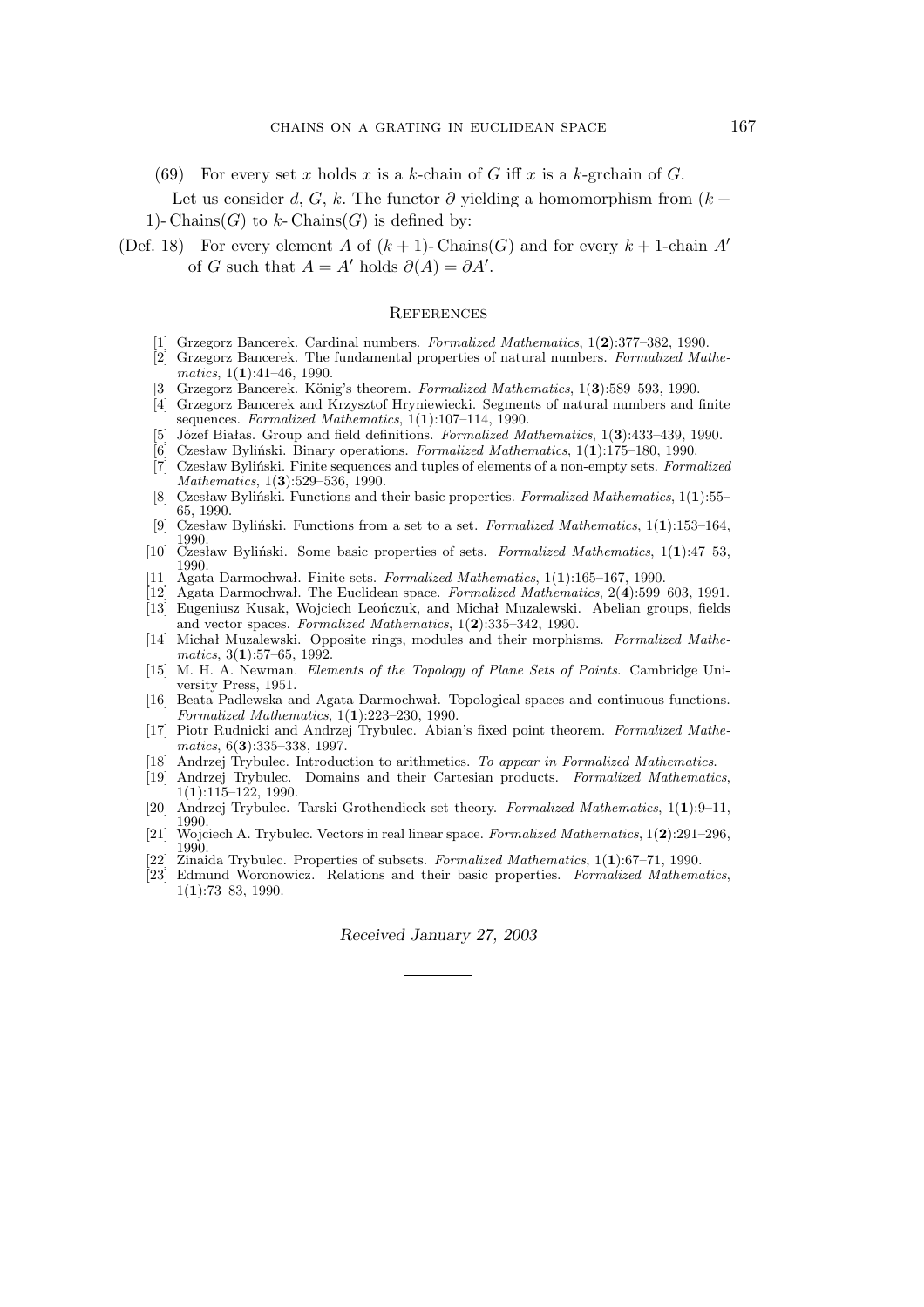(69) For every set $x$ holds $x$ is a $k$-chain of $G$ iff $x$ is a $k$-grchain of $G$.

Let us consider $d$, $G$, $k$. The functor $\partial$ yielding a homomorphism from $(k+1)$-Chains$(G)$ to $k$-Chains$(G)$ is defined by:

(Def. 18) For every element $A$ of $(k+1)$-Chains$(G)$ and for every $k+1$-chain $A'$ of $G$ such that $A = A'$ holds $\partial(A) = \partial A'$.

## References

[1] Grzegorz Bancerek. Cardinal numbers. *Formalized Mathematics*, 1(**2**):377–382, 1990.

[2] Grzegorz Bancerek. The fundamental properties of natural numbers. *Formalized Mathematics*, 1(**1**):41–46, 1990.

[3] Grzegorz Bancerek. König's theorem. *Formalized Mathematics*, 1(**3**):589–593, 1990.

[4] Grzegorz Bancerek and Krzysztof Hryniewiecki. Segments of natural numbers and finite sequences. *Formalized Mathematics*, 1(**1**):107–114, 1990.

[5] Józef Białas. Group and field definitions. *Formalized Mathematics*, 1(**3**):433–439, 1990.

[6] Czesław Byliński. Binary operations. *Formalized Mathematics*, 1(**1**):175–180, 1990.

[7] Czesław Byliński. Finite sequences and tuples of elements of a non-empty sets. *Formalized Mathematics*, 1(**3**):529–536, 1990.

[8] Czesław Byliński. Functions and their basic properties. *Formalized Mathematics*, 1(**1**):55–65, 1990.

[9] Czesław Byliński. Functions from a set to a set. *Formalized Mathematics*, 1(**1**):153–164, 1990.

[10] Czesław Byliński. Some basic properties of sets. *Formalized Mathematics*, 1(**1**):47–53, 1990.

[11] Agata Darmochwał. Finite sets. *Formalized Mathematics*, 1(**1**):165–167, 1990.

[12] Agata Darmochwał. The Euclidean space. *Formalized Mathematics*, 2(**4**):599–603, 1991.

[13] Eugeniusz Kusak, Wojciech Leończuk, and Michał Muzalewski. Abelian groups, fields and vector spaces. *Formalized Mathematics*, 1(**2**):335–342, 1990.

[14] Michał Muzalewski. Opposite rings, modules and their morphisms. *Formalized Mathematics*, 3(**1**):57–65, 1992.

[15] M. H. A. Newman. *Elements of the Topology of Plane Sets of Points*. Cambridge University Press, 1951.

[16] Beata Padlewska and Agata Darmochwał. Topological spaces and continuous functions. *Formalized Mathematics*, 1(**1**):223–230, 1990.

[17] Piotr Rudnicki and Andrzej Trybulec. Abian's fixed point theorem. *Formalized Mathematics*, 6(**3**):335–338, 1997.

[18] Andrzej Trybulec. Introduction to arithmetics. *To appear in Formalized Mathematics*.

[19] Andrzej Trybulec. Domains and their Cartesian products. *Formalized Mathematics*, 1(**1**):115–122, 1990.

[20] Andrzej Trybulec. Tarski Grothendieck set theory. *Formalized Mathematics*, 1(**1**):9–11, 1990.

[21] Wojciech A. Trybulec. Vectors in real linear space. *Formalized Mathematics*, 1(**2**):291–296, 1990.

[22] Zinaida Trybulec. Properties of subsets. *Formalized Mathematics*, 1(**1**):67–71, 1990.

[23] Edmund Woronowicz. Relations and their basic properties. *Formalized Mathematics*, 1(**1**):73–83, 1990.

*Received January 27, 2003*